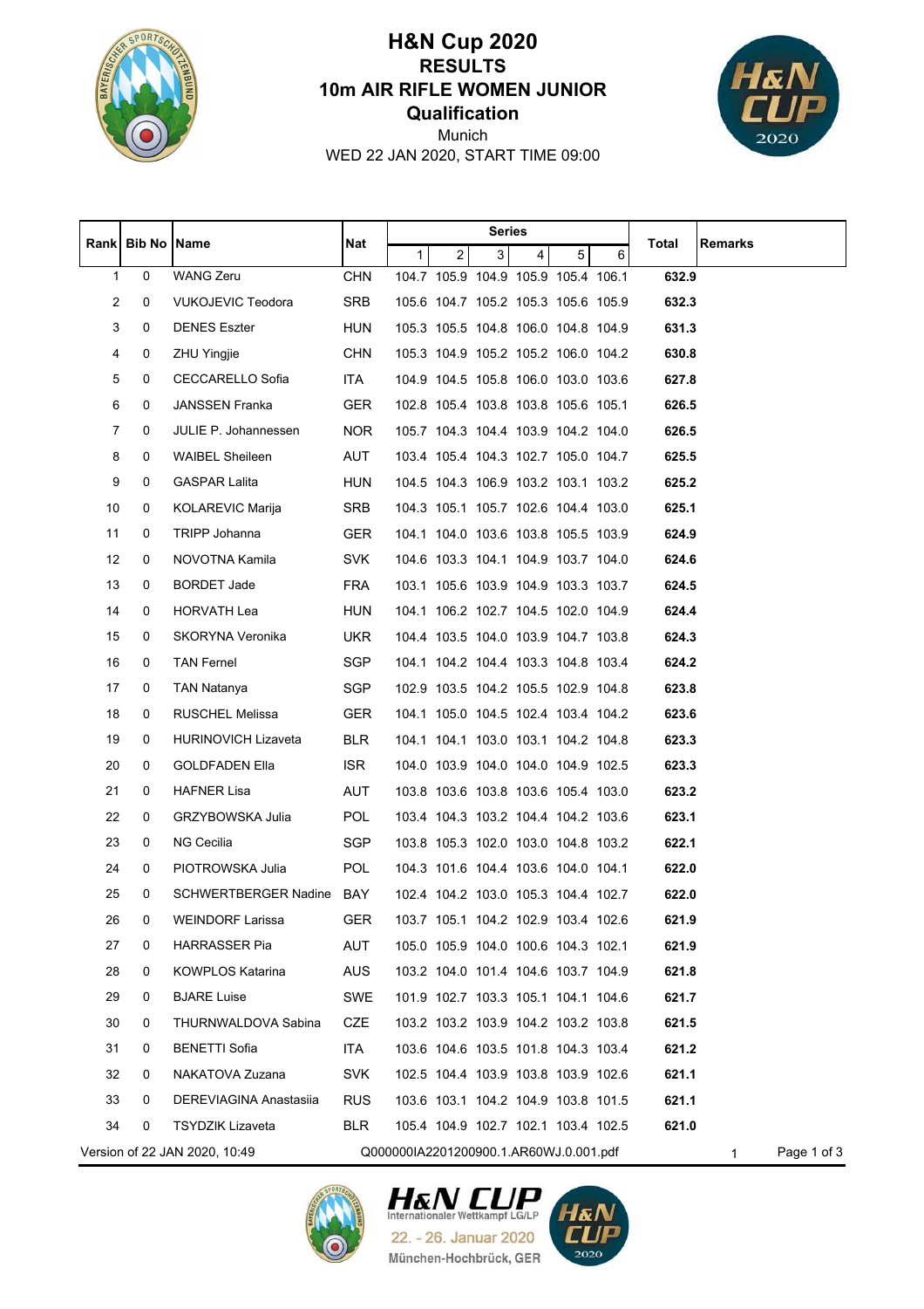# H&N Cup 2020

## RESULTS

## 10m AIR RIFLE WOMEN JUNIOR

### Qualification

Munich

WED 22 JAN 2020, START TIME 09:00

| Rank | Bib No | Name | Nat | Series | | | | | | Total | Remarks |
|---|---|---|---|---|---|---|---|---|---|---|---|
| | | | | 1 | 2 | 3 | 4 | 5 | 6 | | |
| 1 | 0 | WANG Zeru | CHN | 104.7 | 105.9 | 104.9 | 105.9 | 105.4 | 106.1 | **632.9** | |
| 2 | 0 | VUKOJEVIC Teodora | SRB | 105.6 | 104.7 | 105.2 | 105.3 | 105.6 | 105.9 | **632.3** | |
| 3 | 0 | DENES Eszter | HUN | 105.3 | 105.5 | 104.8 | 106.0 | 104.8 | 104.9 | **631.3** | |
| 4 | 0 | ZHU Yingjie | CHN | 105.3 | 104.9 | 105.2 | 105.2 | 106.0 | 104.2 | **630.8** | |
| 5 | 0 | CECCARELLO Sofia | ITA | 104.9 | 104.5 | 105.8 | 106.0 | 103.0 | 103.6 | **627.8** | |
| 6 | 0 | JANSSEN Franka | GER | 102.8 | 105.4 | 103.8 | 103.8 | 105.6 | 105.1 | **626.5** | |
| 7 | 0 | JULIE P. Johannessen | NOR | 105.7 | 104.3 | 104.4 | 103.9 | 104.2 | 104.0 | **626.5** | |
| 8 | 0 | WAIBEL Sheileen | AUT | 103.4 | 105.4 | 104.3 | 102.7 | 105.0 | 104.7 | **625.5** | |
| 9 | 0 | GASPAR Lalita | HUN | 104.5 | 104.3 | 106.9 | 103.2 | 103.1 | 103.2 | **625.2** | |
| 10 | 0 | KOLAREVIC Marija | SRB | 104.3 | 105.1 | 105.7 | 102.6 | 104.4 | 103.0 | **625.1** | |
| 11 | 0 | TRIPP Johanna | GER | 104.1 | 104.0 | 103.6 | 103.8 | 105.5 | 103.9 | **624.9** | |
| 12 | 0 | NOVOTNA Kamila | SVK | 104.6 | 103.3 | 104.1 | 104.9 | 103.7 | 104.0 | **624.6** | |
| 13 | 0 | BORDET Jade | FRA | 103.1 | 105.6 | 103.9 | 104.9 | 103.3 | 103.7 | **624.5** | |
| 14 | 0 | HORVATH Lea | HUN | 104.1 | 106.2 | 102.7 | 104.5 | 102.0 | 104.9 | **624.4** | |
| 15 | 0 | SKORYNA Veronika | UKR | 104.4 | 103.5 | 104.0 | 103.9 | 104.7 | 103.8 | **624.3** | |
| 16 | 0 | TAN Fernel | SGP | 104.1 | 104.2 | 104.4 | 103.3 | 104.8 | 103.4 | **624.2** | |
| 17 | 0 | TAN Natanya | SGP | 102.9 | 103.5 | 104.2 | 105.5 | 102.9 | 104.8 | **623.8** | |
| 18 | 0 | RUSCHEL Melissa | GER | 104.1 | 105.0 | 104.5 | 102.4 | 103.4 | 104.2 | **623.6** | |
| 19 | 0 | HURINOVICH Lizaveta | BLR | 104.1 | 104.1 | 103.0 | 103.1 | 104.2 | 104.8 | **623.3** | |
| 20 | 0 | GOLDFADEN Ella | ISR | 104.0 | 103.9 | 104.0 | 104.0 | 104.9 | 102.5 | **623.3** | |
| 21 | 0 | HAFNER Lisa | AUT | 103.8 | 103.6 | 103.8 | 103.6 | 105.4 | 103.0 | **623.2** | |
| 22 | 0 | GRZYBOWSKA Julia | POL | 103.4 | 104.3 | 103.2 | 104.4 | 104.2 | 103.6 | **623.1** | |
| 23 | 0 | NG Cecilia | SGP | 103.8 | 105.3 | 102.0 | 103.0 | 104.8 | 103.2 | **622.1** | |
| 24 | 0 | PIOTROWSKA Julia | POL | 104.3 | 101.6 | 104.4 | 103.6 | 104.0 | 104.1 | **622.0** | |
| 25 | 0 | SCHWERTBERGER Nadine | BAY | 102.4 | 104.2 | 103.0 | 105.3 | 104.4 | 102.7 | **622.0** | |
| 26 | 0 | WEINDORF Larissa | GER | 103.7 | 105.1 | 104.2 | 102.9 | 103.4 | 102.6 | **621.9** | |
| 27 | 0 | HARRASSER Pia | AUT | 105.0 | 105.9 | 104.0 | 100.6 | 104.3 | 102.1 | **621.9** | |
| 28 | 0 | KOWPLOS Katarina | AUS | 103.2 | 104.0 | 101.4 | 104.6 | 103.7 | 104.9 | **621.8** | |
| 29 | 0 | BJARE Luise | SWE | 101.9 | 102.7 | 103.3 | 105.1 | 104.1 | 104.6 | **621.7** | |
| 30 | 0 | THURNWALDOVA Sabina | CZE | 103.2 | 103.2 | 103.9 | 104.2 | 103.2 | 103.8 | **621.5** | |
| 31 | 0 | BENETTI Sofia | ITA | 103.6 | 104.6 | 103.5 | 101.8 | 104.3 | 103.4 | **621.2** | |
| 32 | 0 | NAKATOVA Zuzana | SVK | 102.5 | 104.4 | 103.9 | 103.8 | 103.9 | 102.6 | **621.1** | |
| 33 | 0 | DEREVIAGINA Anastasiia | RUS | 103.6 | 103.1 | 104.2 | 104.9 | 103.8 | 101.5 | **621.1** | |
| 34 | 0 | TSYDZIK Lizaveta | BLR | 105.4 | 104.9 | 102.7 | 102.1 | 103.4 | 102.5 | **621.0** | |

Version of 22 JAN 2020, 10:49 Q000000IA2201200900.1.AR60WJ.0.001.pdf 1

H&N CUP Internationaler Wettkampf LG/LP

22. - 26. Januar 2020

München-Hochbrück, GER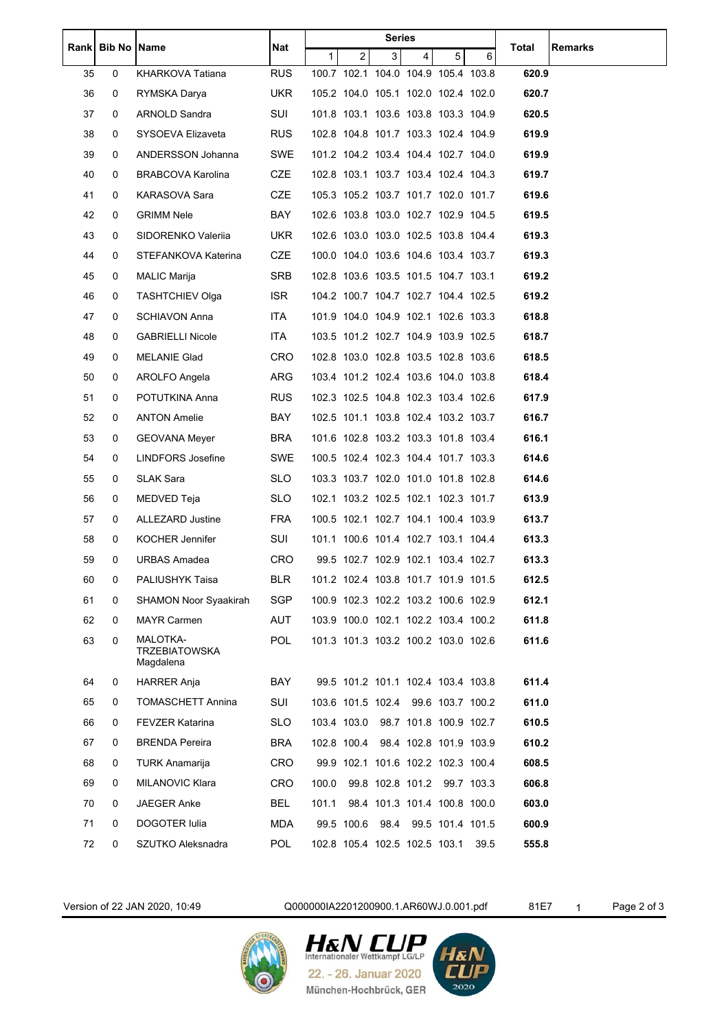| Rank | Bib No | Name | Nat | Series | | | | | | Total | Remarks |
|---|---|---|---|---|---|---|---|---|---|---|---|
| | | | | 1 | 2 | 3 | 4 | 5 | 6 | | |
| 35 | 0 | KHARKOVA Tatiana | RUS | 100.7 | 102.1 | 104.0 | 104.9 | 105.4 | 103.8 | **620.9** | |
| 36 | 0 | RYMSKA Darya | UKR | 105.2 | 104.0 | 105.1 | 102.0 | 102.4 | 102.0 | **620.7** | |
| 37 | 0 | ARNOLD Sandra | SUI | 101.8 | 103.1 | 103.6 | 103.8 | 103.3 | 104.9 | **620.5** | |
| 38 | 0 | SYSOEVA Elizaveta | RUS | 102.8 | 104.8 | 101.7 | 103.3 | 102.4 | 104.9 | **619.9** | |
| 39 | 0 | ANDERSSON Johanna | SWE | 101.2 | 104.2 | 103.4 | 104.4 | 102.7 | 104.0 | **619.9** | |
| 40 | 0 | BRABCOVA Karolina | CZE | 102.8 | 103.1 | 103.7 | 103.4 | 102.4 | 104.3 | **619.7** | |
| 41 | 0 | KARASOVA Sara | CZE | 105.3 | 105.2 | 103.7 | 101.7 | 102.0 | 101.7 | **619.6** | |
| 42 | 0 | GRIMM Nele | BAY | 102.6 | 103.8 | 103.0 | 102.7 | 102.9 | 104.5 | **619.5** | |
| 43 | 0 | SIDORENKO Valeriia | UKR | 102.6 | 103.0 | 103.0 | 102.5 | 103.8 | 104.4 | **619.3** | |
| 44 | 0 | STEFANKOVA Katerina | CZE | 100.0 | 104.0 | 103.6 | 104.6 | 103.4 | 103.7 | **619.3** | |
| 45 | 0 | MALIC Marija | SRB | 102.8 | 103.6 | 103.5 | 101.5 | 104.7 | 103.1 | **619.2** | |
| 46 | 0 | TASHTCHIEV Olga | ISR | 104.2 | 100.7 | 104.7 | 102.7 | 104.4 | 102.5 | **619.2** | |
| 47 | 0 | SCHIAVON Anna | ITA | 101.9 | 104.0 | 104.9 | 102.1 | 102.6 | 103.3 | **618.8** | |
| 48 | 0 | GABRIELLI Nicole | ITA | 103.5 | 101.2 | 102.7 | 104.9 | 103.9 | 102.5 | **618.7** | |
| 49 | 0 | MELANIE Glad | CRO | 102.8 | 103.0 | 102.8 | 103.5 | 102.8 | 103.6 | **618.5** | |
| 50 | 0 | AROLFO Angela | ARG | 103.4 | 101.2 | 102.4 | 103.6 | 104.0 | 103.8 | **618.4** | |
| 51 | 0 | POTUTKINA Anna | RUS | 102.3 | 102.5 | 104.8 | 102.3 | 103.4 | 102.6 | **617.9** | |
| 52 | 0 | ANTON Amelie | BAY | 102.5 | 101.1 | 103.8 | 102.4 | 103.2 | 103.7 | **616.7** | |
| 53 | 0 | GEOVANA Meyer | BRA | 101.6 | 102.8 | 103.2 | 103.3 | 101.8 | 103.4 | **616.1** | |
| 54 | 0 | LINDFORS Josefine | SWE | 100.5 | 102.4 | 102.3 | 104.4 | 101.7 | 103.3 | **614.6** | |
| 55 | 0 | SLAK Sara | SLO | 103.3 | 103.7 | 102.0 | 101.0 | 101.8 | 102.8 | **614.6** | |
| 56 | 0 | MEDVED Teja | SLO | 102.1 | 103.2 | 102.5 | 102.1 | 102.3 | 101.7 | **613.9** | |
| 57 | 0 | ALLEZARD Justine | FRA | 100.5 | 102.1 | 102.7 | 104.1 | 100.4 | 103.9 | **613.7** | |
| 58 | 0 | KOCHER Jennifer | SUI | 101.1 | 100.6 | 101.4 | 102.7 | 103.1 | 104.4 | **613.3** | |
| 59 | 0 | URBAS Amadea | CRO | 99.5 | 102.7 | 102.9 | 102.1 | 103.4 | 102.7 | **613.3** | |
| 60 | 0 | PALIUSHYK Taisa | BLR | 101.2 | 102.4 | 103.8 | 101.7 | 101.9 | 101.5 | **612.5** | |
| 61 | 0 | SHAMON Noor Syaakirah | SGP | 100.9 | 102.3 | 102.2 | 103.2 | 100.6 | 102.9 | **612.1** | |
| 62 | 0 | MAYR Carmen | AUT | 103.9 | 100.0 | 102.1 | 102.2 | 103.4 | 100.2 | **611.8** | |
| 63 | 0 | MALOTKA-TRZEBIATOWSKA Magdalena | POL | 101.3 | 101.3 | 103.2 | 100.2 | 103.0 | 102.6 | **611.6** | |
| 64 | 0 | HARRER Anja | BAY | 99.5 | 101.2 | 101.1 | 102.4 | 103.4 | 103.8 | **611.4** | |
| 65 | 0 | TOMASCHETT Annina | SUI | 103.6 | 101.5 | 102.4 | 99.6 | 103.7 | 100.2 | **611.0** | |
| 66 | 0 | FEVZER Katarina | SLO | 103.4 | 103.0 | 98.7 | 101.8 | 100.9 | 102.7 | **610.5** | |
| 67 | 0 | BRENDA Pereira | BRA | 102.8 | 100.4 | 98.4 | 102.8 | 101.9 | 103.9 | **610.2** | |
| 68 | 0 | TURK Anamarija | CRO | 99.9 | 102.1 | 101.6 | 102.2 | 102.3 | 100.4 | **608.5** | |
| 69 | 0 | MILANOVIC Klara | CRO | 100.0 | 99.8 | 102.8 | 101.2 | 99.7 | 103.3 | **606.8** | |
| 70 | 0 | JAEGER Anke | BEL | 101.1 | 98.4 | 101.3 | 101.4 | 100.8 | 100.0 | **603.0** | |
| 71 | 0 | DOGOTER Iulia | MDA | 99.5 | 100.6 | 98.4 | 99.5 | 101.4 | 101.5 | **600.9** | |
| 72 | 0 | SZUTKO Aleksnadra | POL | 102.8 | 105.4 | 102.5 | 102.5 | 103.1 | 39.5 | **555.8** | |

Version of 22 JAN 2020, 10:49    Q000000IA2201200900.1.AR60WJ.0.001.pdf    81E7    1

H&N CUP
Internationaler Wettkampf LG/LP
22. - 26. Januar 2020
München-Hochbrück, GER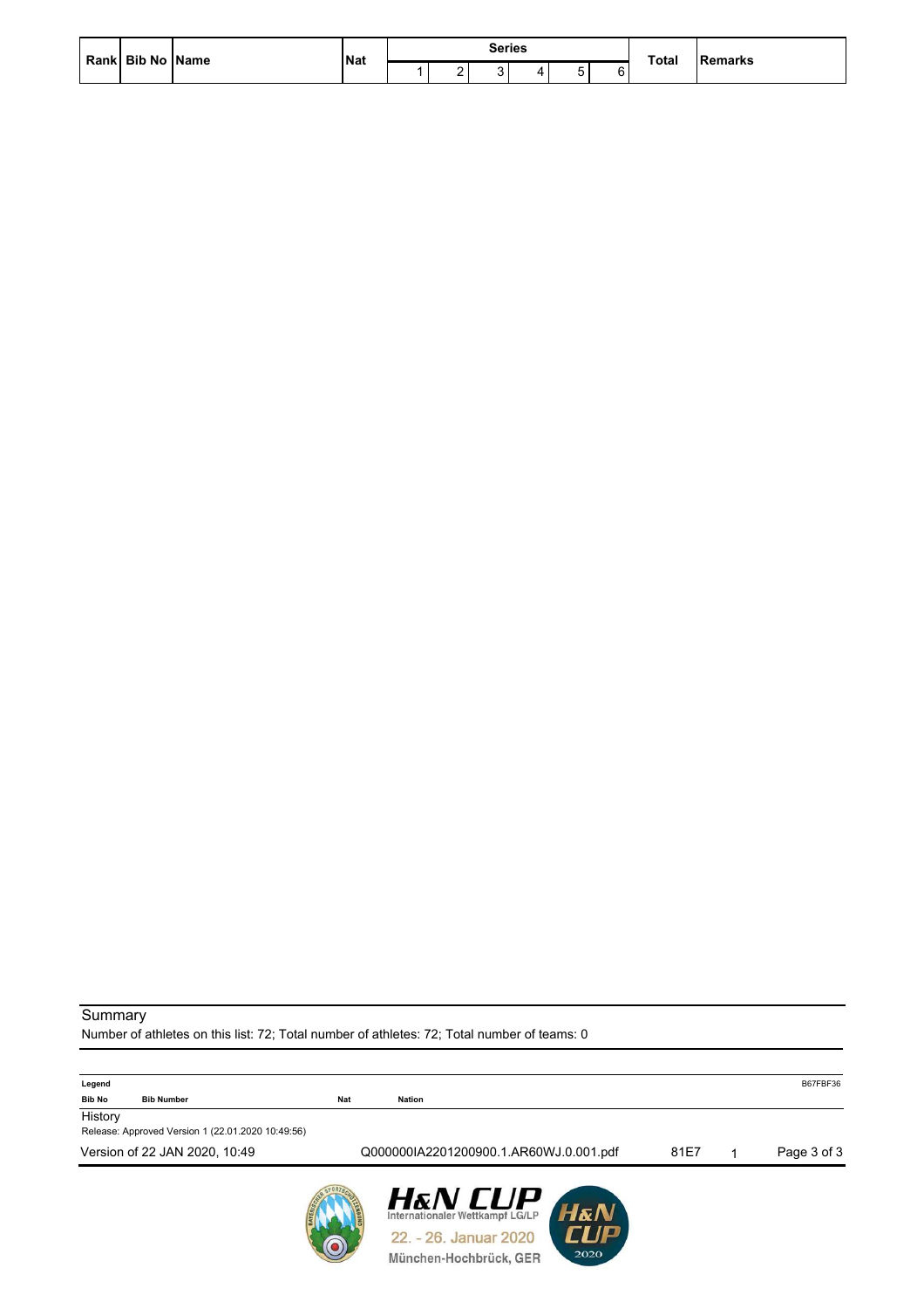| Rank | Bib No | Name | Nat | Series | | | | | | Total | Remarks |
|---|---|---|---|---|---|---|---|---|---|---|---|
| | | | | 1 | 2 | 3 | 4 | 5 | 6 | | |

Summary

Number of athletes on this list: 72; Total number of athletes: 72; Total number of teams: 0

**Legend**

| Bib No | Bib Number | Nat | Nation |
|---|---|---|---|

History

Release: Approved Version 1 (22.01.2020 10:49:56)

Version of 22 JAN 2020, 10:49 Q000000IA2201200900.1.AR60WJ.0.001.pdf 81E7 1

H&N CUP Internationaler Wettkampf LG/LP

22. - 26. Januar 2020

München-Hochbrück, GER